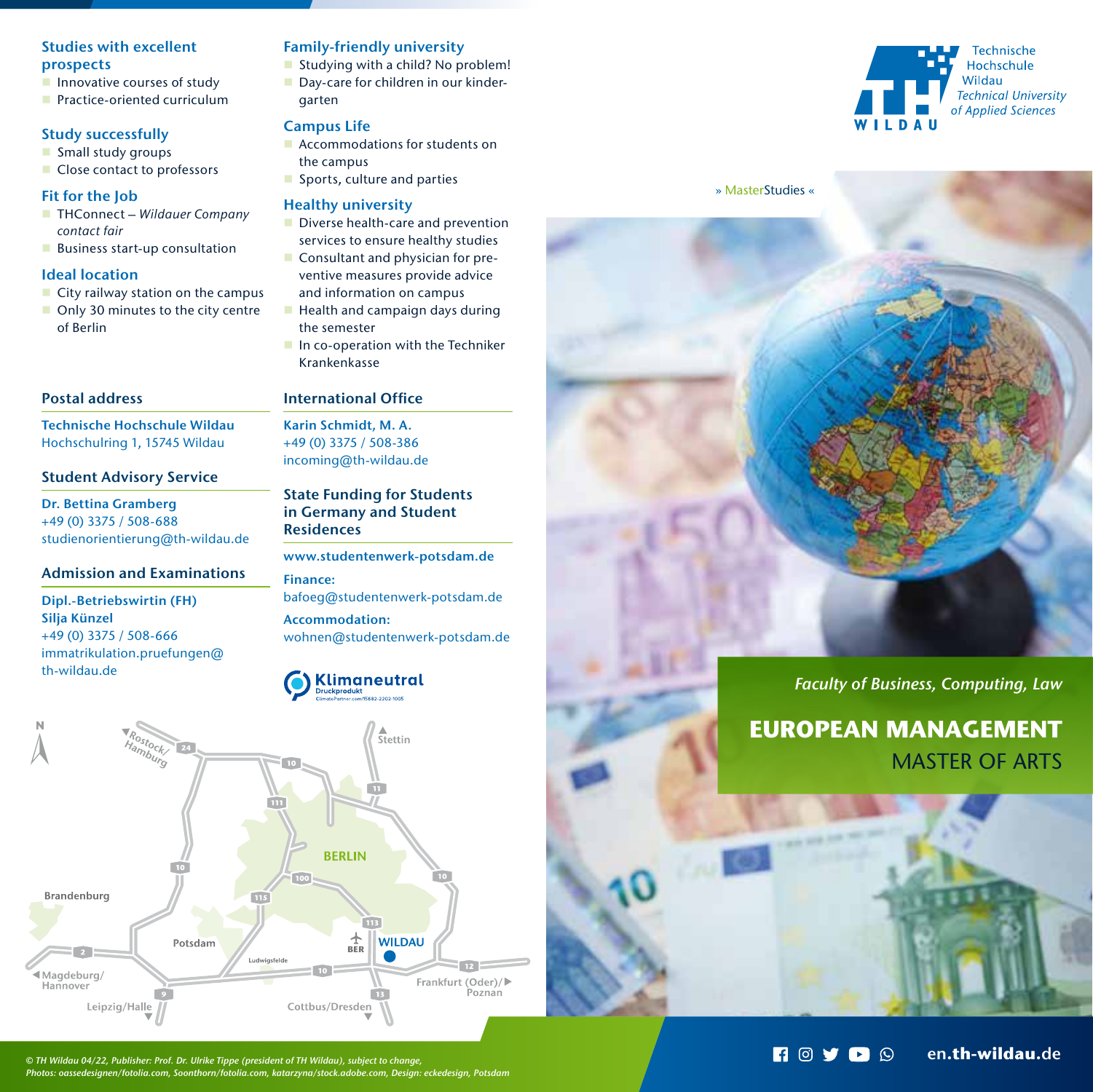## Studies with excellent prospects

- Innovative courses of study
- Practice-oriented curriculum

## Study successfully

- Small study groups
- Close contact to professors

## Fit for the Job

- THConnect – *Wildauer Company contact fair*
- Business start-up consultation

## Ideal location

- City railway station on the campus
- Only 30 minutes to the city centre of Berlin

## Family-friendly university

- Studying with a child? No problem!
- Day-care for children in our kindergarten

## Campus Life

- Accommodations for students on the campus
- Sports, culture and parties

## Healthy university

- Diverse health-care and prevention services to ensure healthy studies
- Consultant and physician for preventive measures provide advice and information on campus
- Health and campaign days during the semester
- In co-operation with the Techniker Krankenkasse

## Postal address

**Technische Hochschule Wildau**
Hochschulring 1, 15745 Wildau

## Student Advisory Service

**Dr. Bettina Gramberg**
+49 (0) 3375 / 508-688
studienorientierung@th-wildau.de

## Admission and Examinations

**Dipl.-Betriebswirtin (FH) Silja Künzel**
+49 (0) 3375 / 508-666
immatrikulation.pruefungen@th-wildau.de

## International Office

**Karin Schmidt, M. A.**
+49 (0) 3375 / 508-386
incoming@th-wildau.de

## State Funding for Students in Germany and Student Residences

**www.studentenwerk-potsdam.de**

**Finance:**
bafoeg@studentenwerk-potsdam.de

**Accommodation:**
wohnen@studentenwerk-potsdam.de

Klimaneutral Druckprodukt ClimatePartner.com/15682-2202-1005

Technische Hochschule Wildau
*Technical University of Applied Sciences*

» MasterStudies «

*Faculty of Business, Computing, Law*

# EUROPEAN MANAGEMENT
## MASTER OF ARTS

en.th-wildau.de

*© TH Wildau 04/22, Publisher: Prof. Dr. Ulrike Tippe (president of TH Wildau), subject to change, Photos: oassedesignen/fotolia.com, Soonthorn/fotolia.com, katarzyna/stock.adobe.com, Design: eckedesign, Potsdam*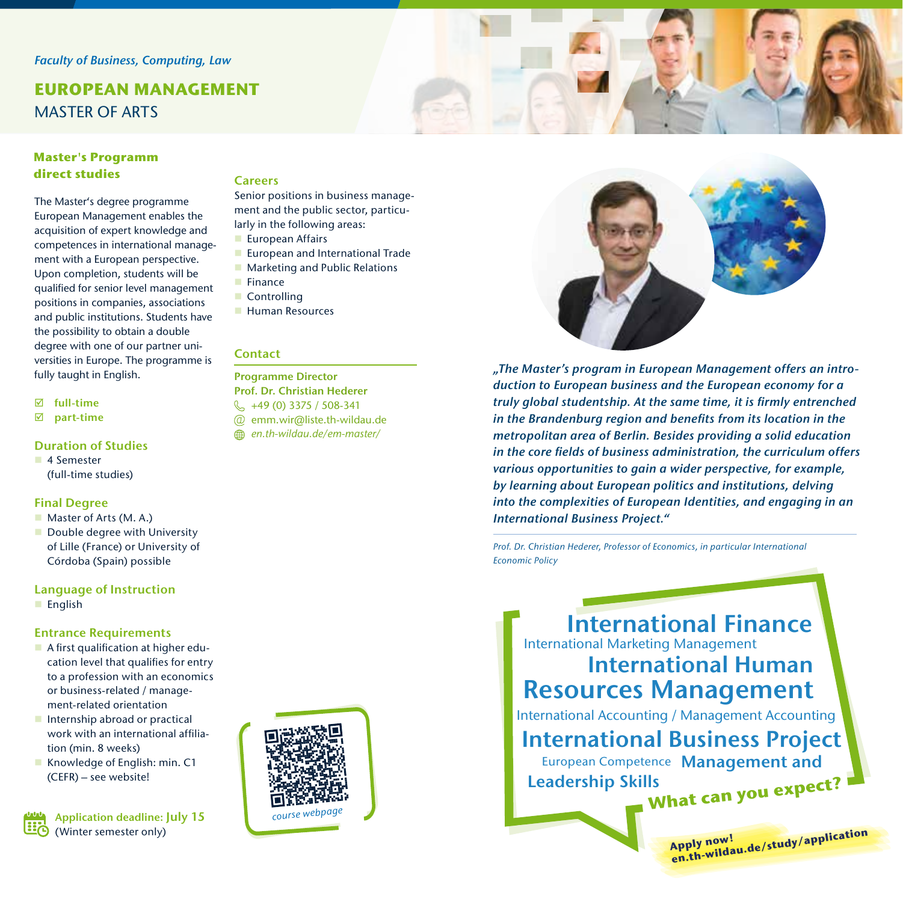*Faculty of Business, Computing, Law*

# EUROPEAN MANAGEMENT
MASTER OF ARTS

## Master's Programm direct studies

The Master's degree programme European Management enables the acquisition of expert knowledge and competences in international management with a European perspective. Upon completion, students will be qualified for senior level management positions in companies, associations and public institutions. Students have the possibility to obtain a double degree with one of our partner universities in Europe. The programme is fully taught in English.

☑ **full-time**
☑ **part-time**

### Duration of Studies

- 4 Semester (full-time studies)

### Final Degree

- Master of Arts (M. A.)
- Double degree with University of Lille (France) or University of Córdoba (Spain) possible

### Language of Instruction

- English

### Entrance Requirements

- A first qualification at higher education level that qualifies for entry to a profession with an economics or business-related / management-related orientation
- Internship abroad or practical work with an international affiliation (min. 8 weeks)
- Knowledge of English: min. C1 (CEFR) – see website!

**Application deadline: July 15**
(Winter semester only)

### Careers

Senior positions in business management and the public sector, particularly in the following areas:

- European Affairs
- European and International Trade
- Marketing and Public Relations
- Finance
- Controlling
- Human Resources

### Contact

**Programme Director**
**Prof. Dr. Christian Hederer**
+49 (0) 3375 / 508-341
emm.wir@liste.th-wildau.de
*en.th-wildau.de/em-master/*

*course webpage*

***„The Master's program in European Management offers an introduction to European business and the European economy for a truly global studentship. At the same time, it is firmly entrenched in the Brandenburg region and benefits from its location in the metropolitan area of Berlin. Besides providing a solid education in the core fields of business administration, the curriculum offers various opportunities to gain a wider perspective, for example, by learning about European politics and institutions, delving into the complexities of European Identities, and engaging in an International Business Project."***

*Prof. Dr. Christian Hederer, Professor of Economics, in particular International Economic Policy*

**International Finance**
International Marketing Management
**International Human Resources Management**
International Accounting / Management Accounting
**International Business Project**
European Competence **Management and Leadership Skills**

**What can you expect?**

**Apply now!**
**en.th-wildau.de/study/application**